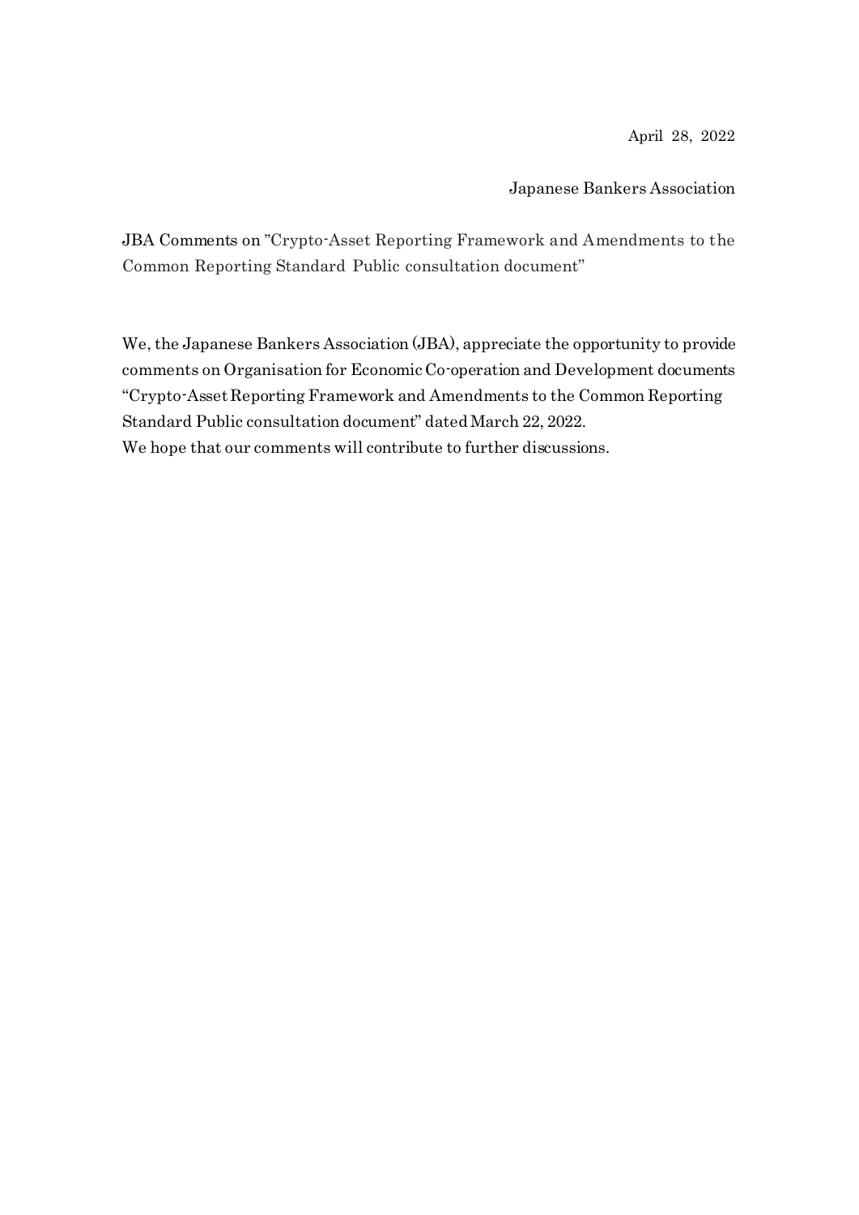April 28, 2022

Japanese Bankers Association

JBA Comments on "Crypto-Asset Reporting Framework and Amendments to the Common Reporting Standard Public consultation document"

We, the Japanese Bankers Association (JBA), appreciate the opportunity to provide comments on Organisation for Economic Co-operation and Development documents "Crypto-Asset Reporting Framework and Amendments to the Common Reporting Standard Public consultation document" dated March 22, 2022.
We hope that our comments will contribute to further discussions.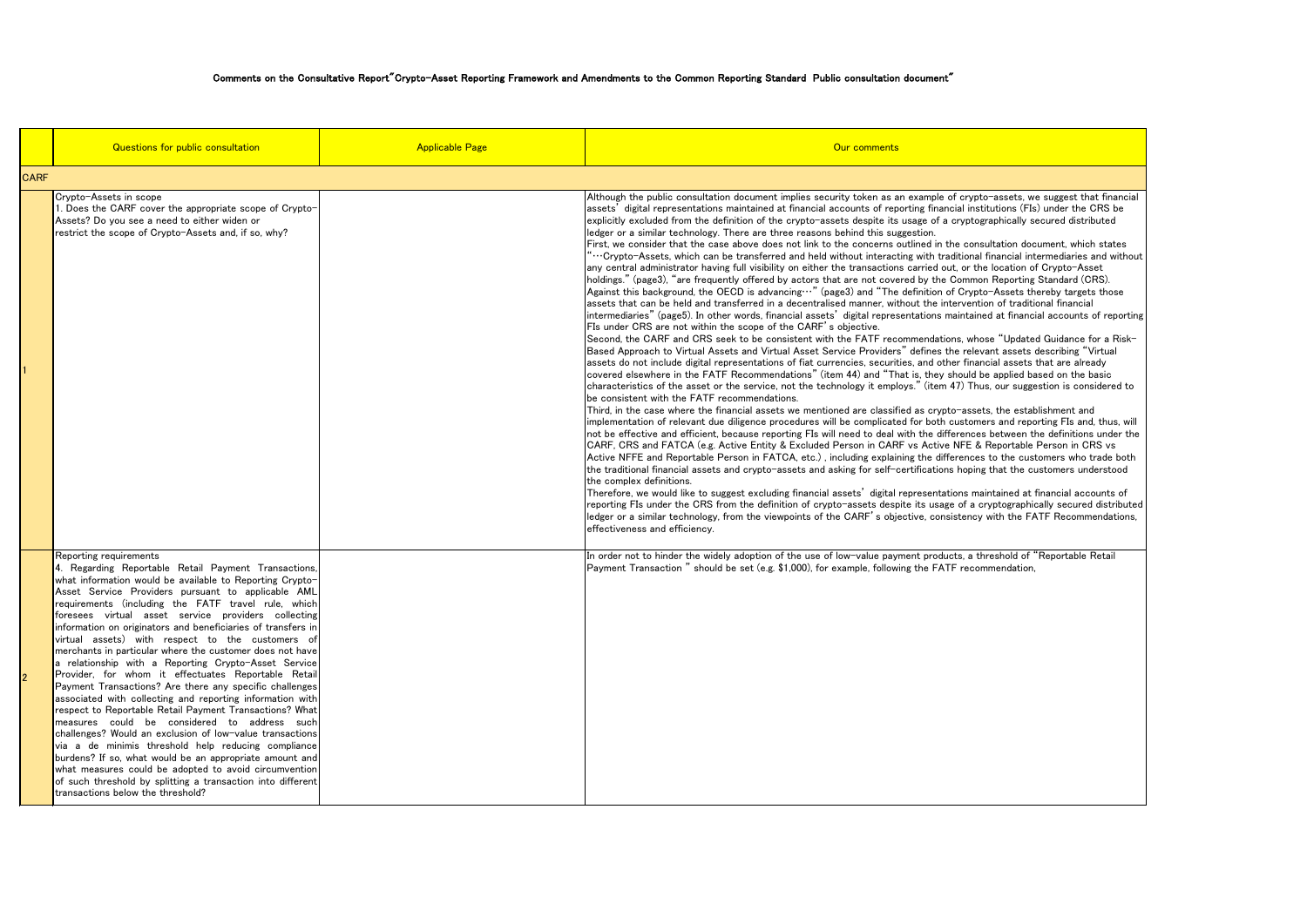# Comments on the Consultative Report"Crypto-Asset Reporting Framework and Amendments to the Common Reporting Standard Public consultation document"

| | Questions for public consultation | Applicable Page | Our comments |
|---|---|---|---|
| CARF | | | |
| 1 | Crypto-Assets in scope<br>1. Does the CARF cover the appropriate scope of Crypto-Assets? Do you see a need to either widen or restrict the scope of Crypto-Assets and, if so, why? | | Although the public consultation document implies security token as an example of crypto-assets, we suggest that financial assets' digital representations maintained at financial accounts of reporting financial institutions (FIs) under the CRS be explicitly excluded from the definition of the crypto-assets despite its usage of a cryptographically secured distributed ledger or a similar technology. There are three reasons behind this suggestion.<br>First, we consider that the case above does not link to the concerns outlined in the consultation document, which states "…Crypto-Assets, which can be transferred and held without interacting with traditional financial intermediaries and without any central administrator having full visibility on either the transactions carried out, or the location of Crypto-Asset holdings." (page3), "are frequently offered by actors that are not covered by the Common Reporting Standard (CRS). Against this background, the OECD is advancing…" (page3) and "The definition of Crypto-Assets thereby targets those assets that can be held and transferred in a decentralised manner, without the intervention of traditional financial intermediaries" (page5). In other words, financial assets' digital representations maintained at financial accounts of reporting FIs under CRS are not within the scope of the CARF's objective.<br>Second, the CARF and CRS seek to be consistent with the FATF recommendations, whose "Updated Guidance for a Risk-Based Approach to Virtual Assets and Virtual Asset Service Providers" defines the relevant assets describing "Virtual assets do not include digital representations of fiat currencies, securities, and other financial assets that are already covered elsewhere in the FATF Recommendations" (item 44) and "That is, they should be applied based on the basic characteristics of the asset or the service, not the technology it employs." (item 47) Thus, our suggestion is considered to be consistent with the FATF recommendations.<br>Third, in the case where the financial assets we mentioned are classified as crypto-assets, the establishment and implementation of relevant due diligence procedures will be complicated for both customers and reporting FIs and, thus, will not be effective and efficient, because reporting FIs will need to deal with the differences between the definitions under the CARF, CRS and FATCA (e.g. Active Entity & Excluded Person in CARF vs Active NFE & Reportable Person in CRS vs Active NFFE and Reportable Person in FATCA, etc.) , including explaining the differences to the customers who trade both the traditional financial assets and crypto-assets and asking for self-certifications hoping that the customers understood the complex definitions.<br>Therefore, we would like to suggest excluding financial assets' digital representations maintained at financial accounts of reporting FIs under the CRS from the definition of crypto-assets despite its usage of a cryptographically secured distributed ledger or a similar technology, from the viewpoints of the CARF's objective, consistency with the FATF Recommendations, effectiveness and efficiency. |
| 2 | Reporting requirements<br>4. Regarding Reportable Retail Payment Transactions, what information would be available to Reporting Crypto-Asset Service Providers pursuant to applicable AML requirements (including the FATF travel rule, which foresees virtual asset service providers collecting information on originators and beneficiaries of transfers in virtual assets) with respect to the customers of merchants in particular where the customer does not have a relationship with a Reporting Crypto-Asset Service Provider, for whom it effectuates Reportable Retail Payment Transactions? Are there any specific challenges associated with collecting and reporting information with respect to Reportable Retail Payment Transactions? What measures could be considered to address such challenges? Would an exclusion of low-value transactions via a de minimis threshold help reducing compliance burdens? If so, what would be an appropriate amount and what measures could be adopted to avoid circumvention of such threshold by splitting a transaction into different transactions below the threshold? | | In order not to hinder the widely adoption of the use of low-value payment products, a threshold of "Reportable Retail Payment Transaction " should be set (e.g. $1,000), for example, following the FATF recommendation, |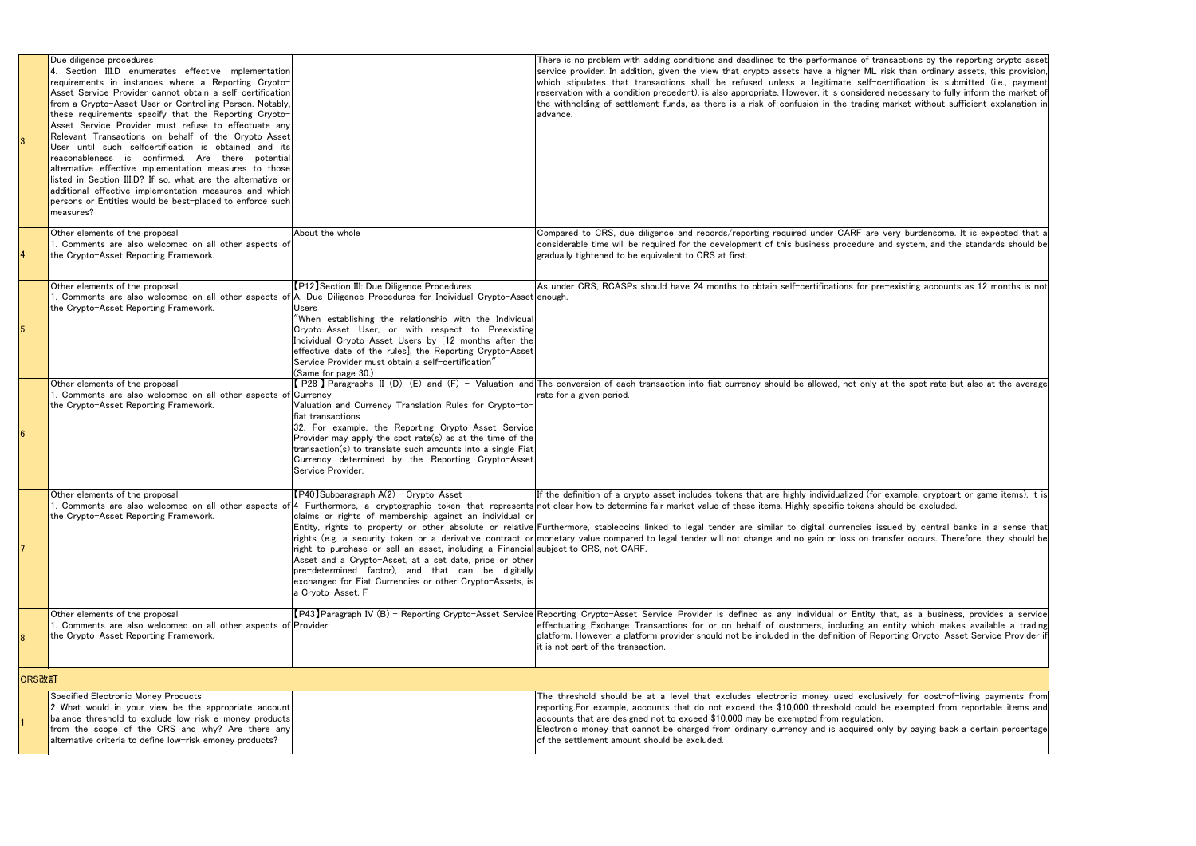| | | | |
|---|---|---|---|
| 3 | Due diligence procedures<br>4. Section III.D enumerates effective implementation requirements in instances where a Reporting Crypto-Asset Service Provider cannot obtain a self-certification from a Crypto-Asset User or Controlling Person. Notably, these requirements specify that the Reporting Crypto-Asset Service Provider must refuse to effectuate any Relevant Transactions on behalf of the Crypto-Asset User until such selfcertification is obtained and its reasonableness is confirmed. Are there potential alternative effective mplementation measures to those listed in Section III.D? If so, what are the alternative or additional effective implementation measures and which persons or Entities would be best-placed to enforce such measures? | | There is no problem with adding conditions and deadlines to the performance of transactions by the reporting crypto asset service provider. In addition, given the view that crypto assets have a higher ML risk than ordinary assets, this provision, which stipulates that transactions shall be refused unless a legitimate self-certification is submitted (i.e., payment reservation with a condition precedent), is also appropriate. However, it is considered necessary to fully inform the market of the withholding of settlement funds, as there is a risk of confusion in the trading market without sufficient explanation in advance. |
| 4 | Other elements of the proposal<br>1. Comments are also welcomed on all other aspects of the Crypto-Asset Reporting Framework. | About the whole | Compared to CRS, due diligence and records/reporting required under CARF are very burdensome. It is expected that a considerable time will be required for the development of this business procedure and system, and the standards should be gradually tightened to be equivalent to CRS at first. |
| 5 | Other elements of the proposal<br>1. Comments are also welcomed on all other aspects of the Crypto-Asset Reporting Framework. | 【P12】Section III: Due Diligence Procedures<br>A. Due Diligence Procedures for Individual Crypto-Asset Users<br>"When establishing the relationship with the Individual Crypto-Asset User, or with respect to Preexisting Individual Crypto-Asset Users by [12 months after the effective date of the rules], the Reporting Crypto-Asset Service Provider must obtain a self-certification"<br>(Same for page 30.) | As under CRS, RCASPs should have 24 months to obtain self-certifications for pre-existing accounts as 12 months is not enough. |
| 6 | Other elements of the proposal<br>1. Comments are also welcomed on all other aspects of the Crypto-Asset Reporting Framework. | 【P28】Paragraphs II (D), (E) and (F) - Valuation and Currency<br>Valuation and Currency Translation Rules for Crypto-to-fiat transactions<br>32. For example, the Reporting Crypto-Asset Service Provider may apply the spot rate(s) as at the time of the transaction(s) to translate such amounts into a single Fiat Currency determined by the Reporting Crypto-Asset Service Provider. | The conversion of each transaction into fiat currency should be allowed, not only at the spot rate but also at the average rate for a given period. |
| 7 | Other elements of the proposal<br>1. Comments are also welcomed on all other aspects of the Crypto-Asset Reporting Framework. | 【P40】Subparagraph A(2) - Crypto-Asset<br>4 Furthermore, a cryptographic token that represents claims or rights of membership against an individual or Entity, rights to property or other absolute or relative rights (e.g. a security token or a derivative contract or right to purchase or sell an asset, including a Financial Asset and a Crypto-Asset, at a set date, price or other pre-determined factor), and that can be digitally exchanged for Fiat Currencies or other Crypto-Assets, is a Crypto-Asset. F | If the definition of a crypto asset includes tokens that are highly individualized (for example, cryptoart or game items), it is not clear how to determine fair market value of these items. Highly specific tokens should be excluded.<br>Furthermore, stablecoins linked to legal tender are similar to digital currencies issued by central banks in a sense that monetary value compared to legal tender will not change and no gain or loss on transfer occurs. Therefore, they should be subject to CRS, not CARF. |
| 8 | Other elements of the proposal<br>1. Comments are also welcomed on all other aspects of the Crypto-Asset Reporting Framework. | 【P43】Paragraph IV (B) - Reporting Crypto-Asset Service Provider | Reporting Crypto-Asset Service Provider is defined as any individual or Entity that, as a business, provides a service effectuating Exchange Transactions for or on behalf of customers, including an entity which makes available a trading platform. However, a platform provider should not be included in the definition of Reporting Crypto-Asset Service Provider if it is not part of the transaction. |
| **CRS改訂** | | | |
| 1 | Specified Electronic Money Products<br>2 What would in your view be the appropriate account balance threshold to exclude low-risk e-money products from the scope of the CRS and why? Are there any alternative criteria to define low-risk emoney products? | | The threshold should be at a level that excludes electronic money used exclusively for cost-of-living payments from reporting.For example, accounts that do not exceed the $10,000 threshold could be exempted from reportable items and accounts that are designed not to exceed $10,000 may be exempted from regulation.<br>Electronic money that cannot be charged from ordinary currency and is acquired only by paying back a certain percentage of the settlement amount should be excluded. |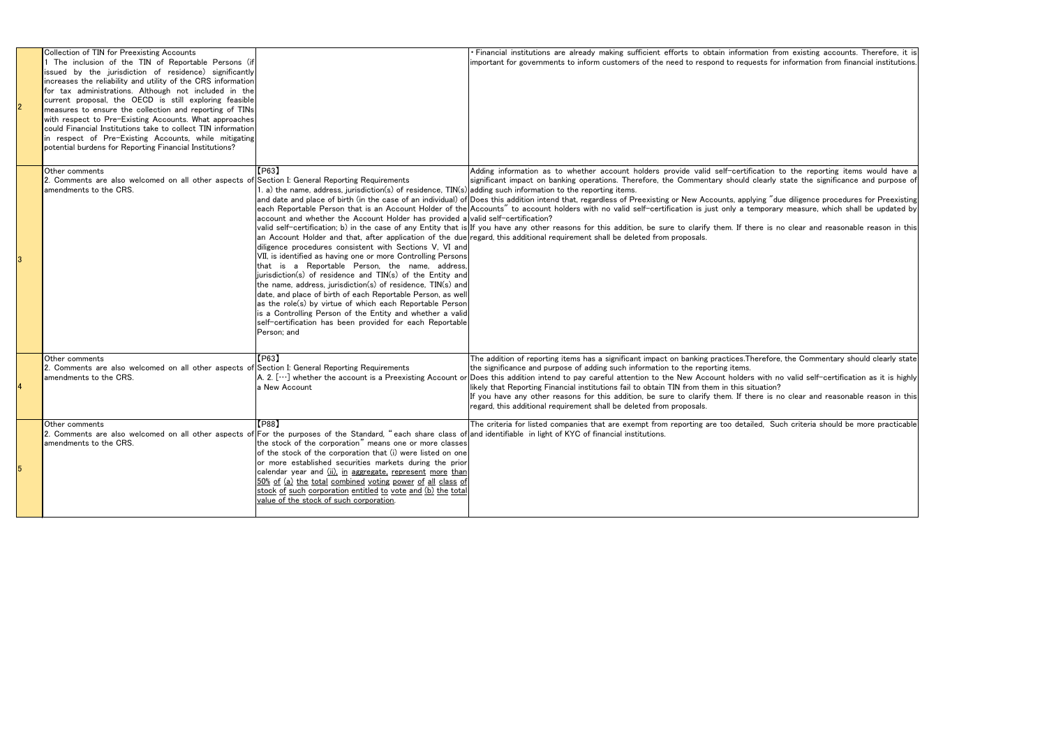| | | | |
|---|---|---|---|
| 2 | Collection of TIN for Preexisting Accounts<br>1 The inclusion of the TIN of Reportable Persons (if issued by the jurisdiction of residence) significantly increases the reliability and utility of the CRS information for tax administrations. Although not included in the current proposal, the OECD is still exploring feasible measures to ensure the collection and reporting of TINs with respect to Pre-Existing Accounts. What approaches could Financial Institutions take to collect TIN information in respect of Pre-Existing Accounts, while mitigating potential burdens for Reporting Financial Institutions? | | ・Financial institutions are already making sufficient efforts to obtain information from existing accounts. Therefore, it is important for governments to inform customers of the need to respond to requests for information from financial institutions. |
| 3 | Other comments<br>2. Comments are also welcomed on all other aspects of amendments to the CRS. | 【P63】<br>Section I: General Reporting Requirements<br>1. a) the name, address, jurisdiction(s) of residence, TIN(s) and date and place of birth (in the case of an individual) of each Reportable Person that is an Account Holder of the account and whether the Account Holder has provided a valid self-certification; b) in the case of any Entity that is an Account Holder and that, after application of the due diligence procedures consistent with Sections V, VI and VII, is identified as having one or more Controlling Persons that is a Reportable Person, the name, address, jurisdiction(s) of residence and TIN(s) of the Entity and the name, address, jurisdiction(s) of residence, TIN(s) and date, and place of birth of each Reportable Person, as well as the role(s) by virtue of which each Reportable Person is a Controlling Person of the Entity and whether a valid self-certification has been provided for each Reportable Person; and | Adding information as to whether account holders provide valid self-certification to the reporting items would have a significant impact on banking operations. Therefore, the Commentary should clearly state the significance and purpose of adding such information to the reporting items.<br>Does this addition intend that, regardless of Preexisting or New Accounts, applying "due diligence procedures for Preexisting Accounts" to account holders with no valid self-certification is just only a temporary measure, which shall be updated by valid self-certification?<br>If you have any other reasons for this addition, be sure to clarify them. If there is no clear and reasonable reason in this regard, this additional requirement shall be deleted from proposals. |
| 4 | Other comments<br>2. Comments are also welcomed on all other aspects of amendments to the CRS. | 【P63】<br>Section I: General Reporting Requirements<br>A. 2. […] whether the account is a Preexisting Account or a New Account | The addition of reporting items has a significant impact on banking practices.Therefore, the Commentary should clearly state the significance and purpose of adding such information to the reporting items.<br>Does this addition intend to pay careful attention to the New Account holders with no valid self-certification as it is highly likely that Reporting Financial institutions fail to obtain TIN from them in this situation?<br>If you have any other reasons for this addition, be sure to clarify them. If there is no clear and reasonable reason in this regard, this additional requirement shall be deleted from proposals. |
| 5 | Other comments<br>2. Comments are also welcomed on all other aspects of amendments to the CRS. | 【P88】<br>For the purposes of the Standard, "each share class of the stock of the corporation" means one or more classes of the stock of the corporation that (i) were listed on one or more established securities markets during the prior calendar year and (ii), in aggregate, represent more than 50% of (a) the total combined voting power of all class of stock of such corporation entitled to vote and (b) the total value of the stock of such corporation. | The criteria for listed companies that are exempt from reporting are too detailed, Such criteria should be more practicable and identifiable in light of KYC of financial institutions. |